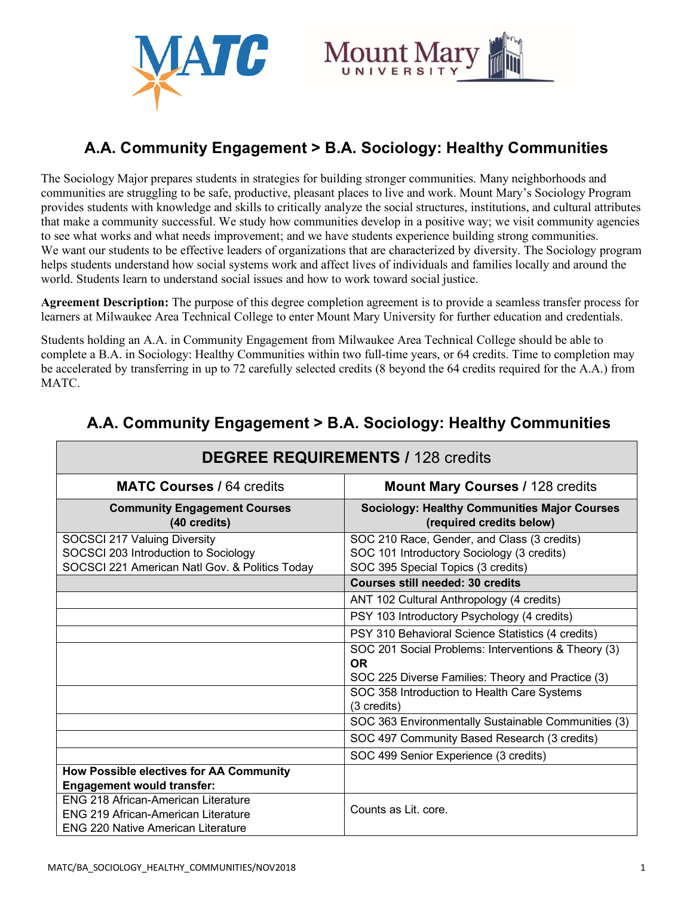# A.A. Community Engagement > B.A. Sociology: Healthy Communities

The Sociology Major prepares students in strategies for building stronger communities. Many neighborhoods and communities are struggling to be safe, productive, pleasant places to live and work. Mount Mary's Sociology Program provides students with knowledge and skills to critically analyze the social structures, institutions, and cultural attributes that make a community successful. We study how communities develop in a positive way; we visit community agencies to see what works and what needs improvement; and we have students experience building strong communities. We want our students to be effective leaders of organizations that are characterized by diversity. The Sociology program helps students understand how social systems work and affect lives of individuals and families locally and around the world. Students learn to understand social issues and how to work toward social justice.

**Agreement Description:** The purpose of this degree completion agreement is to provide a seamless transfer process for learners at Milwaukee Area Technical College to enter Mount Mary University for further education and credentials.

Students holding an A.A. in Community Engagement from Milwaukee Area Technical College should be able to complete a B.A. in Sociology: Healthy Communities within two full-time years, or 64 credits. Time to completion may be accelerated by transferring in up to 72 carefully selected credits (8 beyond the 64 credits required for the A.A.) from MATC.

## A.A. Community Engagement > B.A. Sociology: Healthy Communities

| **DEGREE REQUIREMENTS** / 128 credits | |
|---|---|
| **MATC Courses** / 64 credits | **Mount Mary Courses** / 128 credits |
| **Community Engagement Courses (40 credits)** | **Sociology: Healthy Communities Major Courses (required credits below)** |
| SOCSCI 217 Valuing Diversity<br>SOCSCI 203 Introduction to Sociology<br>SOCSCI 221 American Natl Gov. & Politics Today | SOC 210 Race, Gender, and Class (3 credits)<br>SOC 101 Introductory Sociology (3 credits)<br>SOC 395 Special Topics (3 credits) |
| | **Courses still needed: 30 credits** |
| | ANT 102 Cultural Anthropology (4 credits) |
| | PSY 103 Introductory Psychology (4 credits) |
| | PSY 310 Behavioral Science Statistics (4 credits) |
| | SOC 201 Social Problems: Interventions & Theory (3)<br>**OR**<br>SOC 225 Diverse Families: Theory and Practice (3) |
| | SOC 358 Introduction to Health Care Systems (3 credits) |
| | SOC 363 Environmentally Sustainable Communities (3) |
| | SOC 497 Community Based Research (3 credits) |
| | SOC 499 Senior Experience (3 credits) |
| **How Possible electives for AA Community Engagement would transfer:** | |
| ENG 218 African-American Literature<br>ENG 219 African-American Literature<br>ENG 220 Native American Literature | Counts as Lit. core. |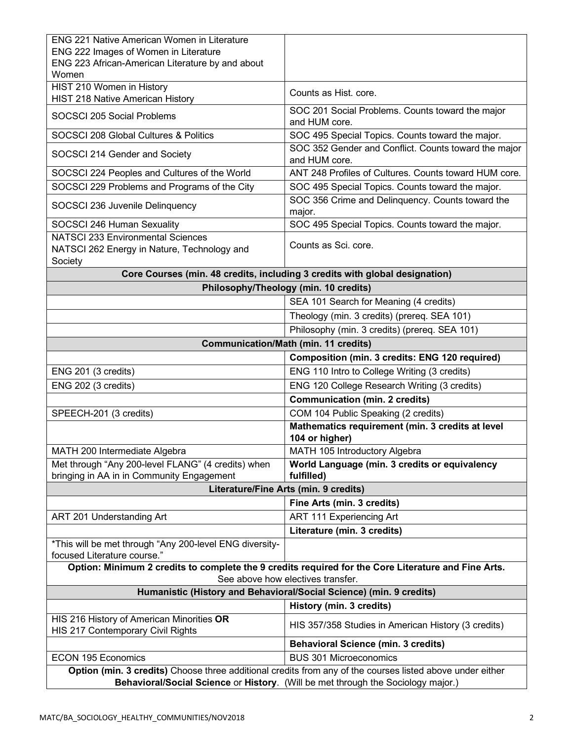| | |
|---|---|
| ENG 221 Native American Women in Literature<br>ENG 222 Images of Women in Literature<br>ENG 223 African-American Literature by and about Women | |
| HIST 210 Women in History<br>HIST 218 Native American History | Counts as Hist. core. |
| SOCSCI 205 Social Problems | SOC 201 Social Problems. Counts toward the major and HUM core. |
| SOCSCI 208 Global Cultures & Politics | SOC 495 Special Topics. Counts toward the major. |
| SOCSCI 214 Gender and Society | SOC 352 Gender and Conflict. Counts toward the major and HUM core. |
| SOCSCI 224 Peoples and Cultures of the World | ANT 248 Profiles of Cultures. Counts toward HUM core. |
| SOCSCI 229 Problems and Programs of the City | SOC 495 Special Topics. Counts toward the major. |
| SOCSCI 236 Juvenile Delinquency | SOC 356 Crime and Delinquency. Counts toward the major. |
| SOCSCI 246 Human Sexuality | SOC 495 Special Topics. Counts toward the major. |
| NATSCI 233 Environmental Sciences<br>NATSCI 262 Energy in Nature, Technology and Society | Counts as Sci. core. |
| **Core Courses (min. 48 credits, including 3 credits with global designation)** | |
| **Philosophy/Theology (min. 10 credits)** | |
| | SEA 101 Search for Meaning (4 credits) |
| | Theology (min. 3 credits) (prereq. SEA 101) |
| | Philosophy (min. 3 credits) (prereq. SEA 101) |
| **Communication/Math (min. 11 credits)** | |
| | **Composition (min. 3 credits: ENG 120 required)** |
| ENG 201 (3 credits) | ENG 110 Intro to College Writing (3 credits) |
| ENG 202 (3 credits) | ENG 120 College Research Writing (3 credits) |
| | **Communication (min. 2 credits)** |
| SPEECH-201 (3 credits) | COM 104 Public Speaking (2 credits) |
| | **Mathematics requirement (min. 3 credits at level 104 or higher)** |
| MATH 200 Intermediate Algebra | MATH 105 Introductory Algebra |
| Met through "Any 200-level FLANG" (4 credits) when bringing in AA in in Community Engagement | **World Language (min. 3 credits or equivalency fulfilled)** |
| **Literature/Fine Arts (min. 9 credits)** | |
| | **Fine Arts (min. 3 credits)** |
| ART 201 Understanding Art | ART 111 Experiencing Art |
| | **Literature (min. 3 credits)** |
| *This will be met through "Any 200-level ENG diversity-focused Literature course." | |
| **Option: Minimum 2 credits to complete the 9 credits required for the Core Literature and Fine Arts.** See above how electives transfer. | |
| **Humanistic (History and Behavioral/Social Science) (min. 9 credits)** | |
| | **History (min. 3 credits)** |
| HIS 216 History of American Minorities **OR**<br>HIS 217 Contemporary Civil Rights | HIS 357/358 Studies in American History (3 credits) |
| | **Behavioral Science (min. 3 credits)** |
| ECON 195 Economics | BUS 301 Microeconomics |
| **Option (min. 3 credits)** Choose three additional credits from any of the courses listed above under either **Behavioral/Social Science** or **History**. (Will be met through the Sociology major.) | |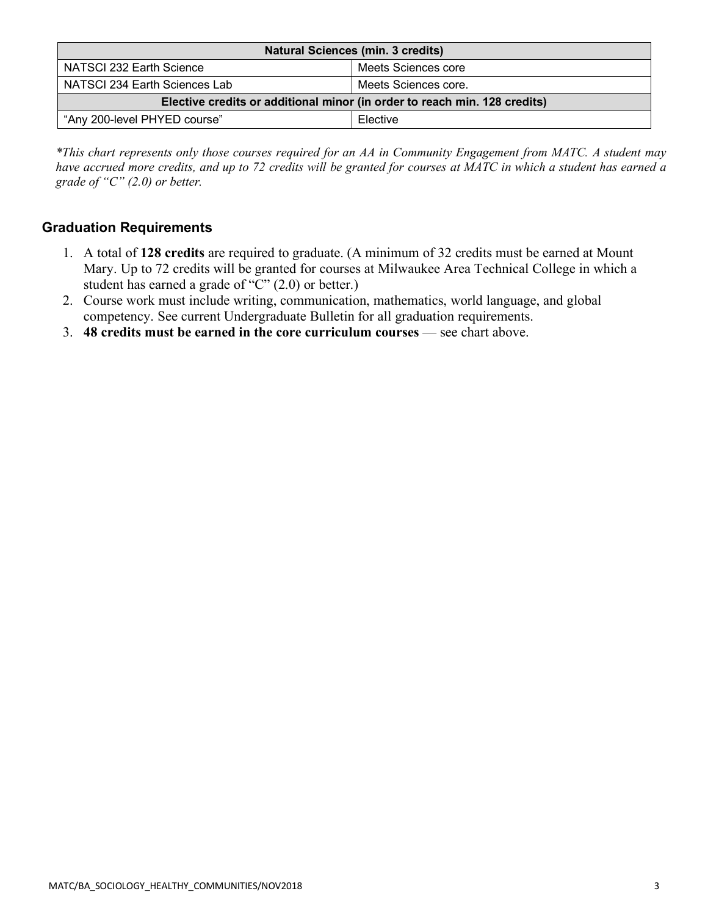| Natural Sciences (min. 3 credits) | |
|---|---|
| NATSCI 232 Earth Science | Meets Sciences core |
| NATSCI 234 Earth Sciences Lab | Meets Sciences core. |
| **Elective credits or additional minor (in order to reach min. 128 credits)** | |
| "Any 200-level PHYED course" | Elective |

*\*This chart represents only those courses required for an AA in Community Engagement from MATC. A student may have accrued more credits, and up to 72 credits will be granted for courses at MATC in which a student has earned a grade of "C" (2.0) or better.*

## Graduation Requirements

1. A total of **128 credits** are required to graduate. (A minimum of 32 credits must be earned at Mount Mary. Up to 72 credits will be granted for courses at Milwaukee Area Technical College in which a student has earned a grade of "C" (2.0) or better.)
2. Course work must include writing, communication, mathematics, world language, and global competency. See current Undergraduate Bulletin for all graduation requirements.
3. **48 credits must be earned in the core curriculum courses** — see chart above.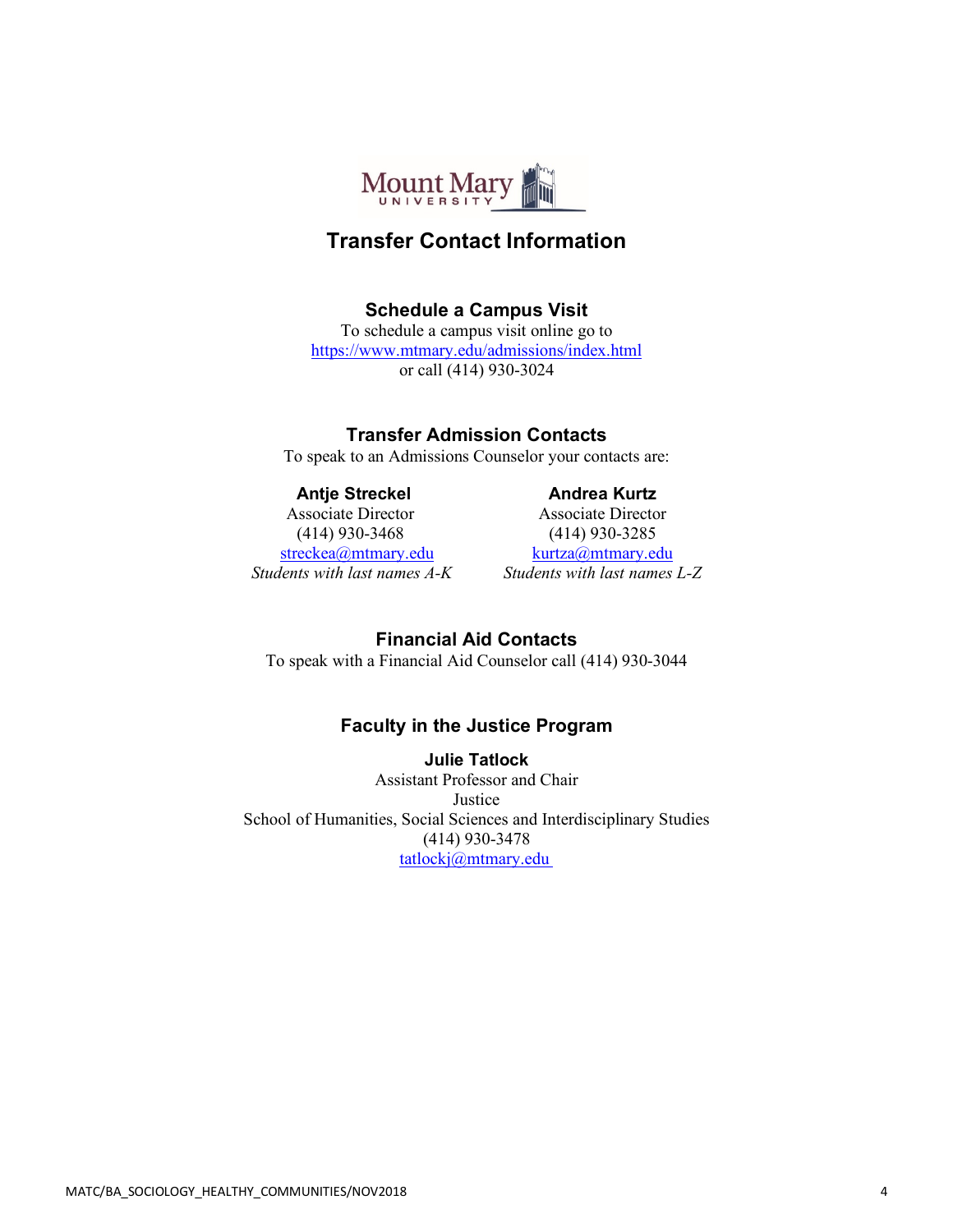# Transfer Contact Information

## Schedule a Campus Visit

To schedule a campus visit online go to
https://www.mtmary.edu/admissions/index.html
or call (414) 930-3024

## Transfer Admission Contacts

To speak to an Admissions Counselor your contacts are:

**Antje Streckel**
Associate Director
(414) 930-3468
streckea@mtmary.edu
*Students with last names A-K*

**Andrea Kurtz**
Associate Director
(414) 930-3285
kurtza@mtmary.edu
*Students with last names L-Z*

## Financial Aid Contacts

To speak with a Financial Aid Counselor call (414) 930-3044

## Faculty in the Justice Program

**Julie Tatlock**
Assistant Professor and Chair
Justice
School of Humanities, Social Sciences and Interdisciplinary Studies
(414) 930-3478
tatlockj@mtmary.edu